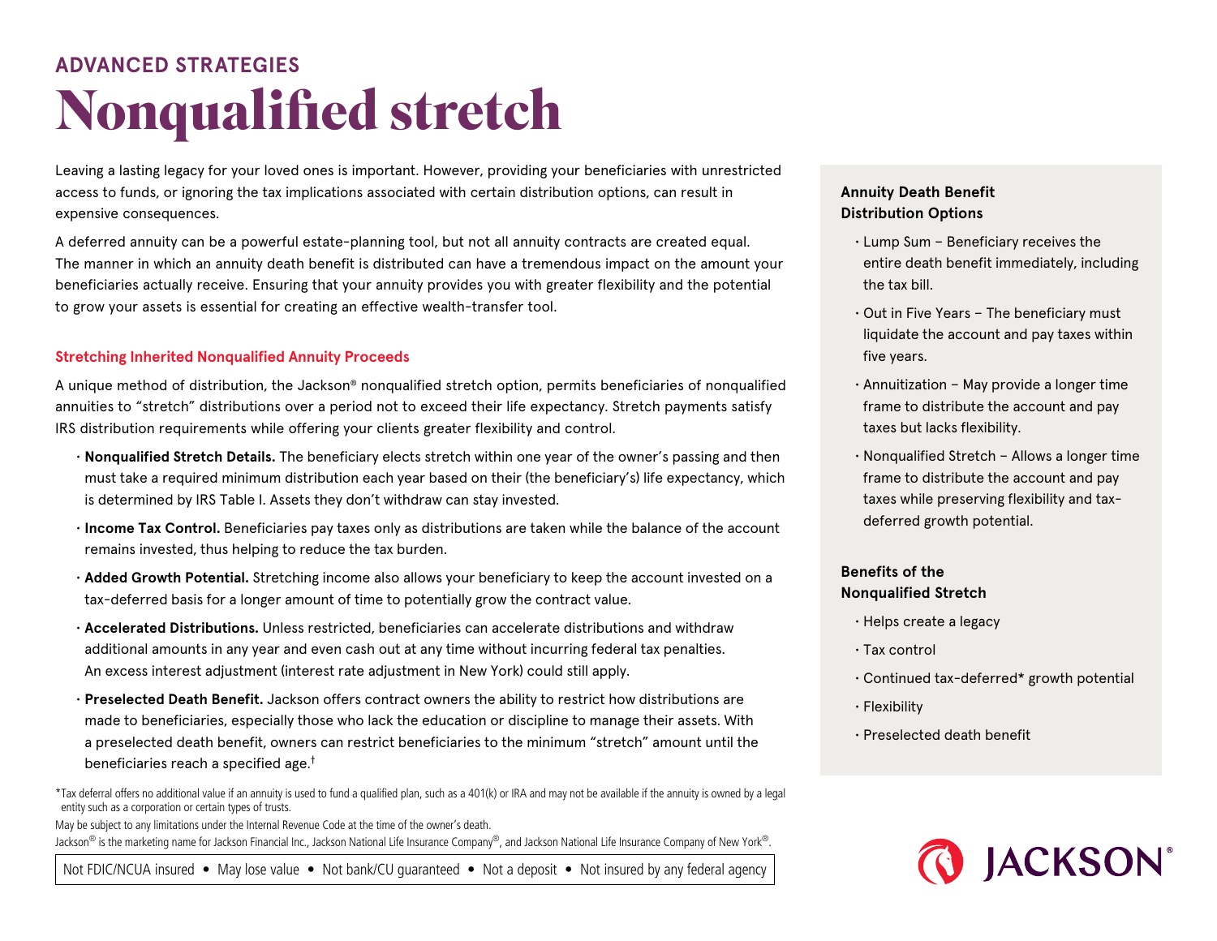ADVANCED STRATEGIES

# Nonqualified stretch

Leaving a lasting legacy for your loved ones is important. However, providing your beneficiaries with unrestricted access to funds, or ignoring the tax implications associated with certain distribution options, can result in expensive consequences.

A deferred annuity can be a powerful estate-planning tool, but not all annuity contracts are created equal. The manner in which an annuity death benefit is distributed can have a tremendous impact on the amount your beneficiaries actually receive. Ensuring that your annuity provides you with greater flexibility and the potential to grow your assets is essential for creating an effective wealth-transfer tool.

## Stretching Inherited Nonqualified Annuity Proceeds

A unique method of distribution, the Jackson® nonqualified stretch option, permits beneficiaries of nonqualified annuities to "stretch" distributions over a period not to exceed their life expectancy. Stretch payments satisfy IRS distribution requirements while offering your clients greater flexibility and control.

- **Nonqualified Stretch Details.** The beneficiary elects stretch within one year of the owner's passing and then must take a required minimum distribution each year based on their (the beneficiary's) life expectancy, which is determined by IRS Table I. Assets they don't withdraw can stay invested.
- **Income Tax Control.** Beneficiaries pay taxes only as distributions are taken while the balance of the account remains invested, thus helping to reduce the tax burden.
- **Added Growth Potential.** Stretching income also allows your beneficiary to keep the account invested on a tax-deferred basis for a longer amount of time to potentially grow the contract value.
- **Accelerated Distributions.** Unless restricted, beneficiaries can accelerate distributions and withdraw additional amounts in any year and even cash out at any time without incurring federal tax penalties. An excess interest adjustment (interest rate adjustment in New York) could still apply.
- **Preselected Death Benefit.** Jackson offers contract owners the ability to restrict how distributions are made to beneficiaries, especially those who lack the education or discipline to manage their assets. With a preselected death benefit, owners can restrict beneficiaries to the minimum "stretch" amount until the beneficiaries reach a specified age.†

### Annuity Death Benefit Distribution Options

- Lump Sum – Beneficiary receives the entire death benefit immediately, including the tax bill.
- Out in Five Years – The beneficiary must liquidate the account and pay taxes within five years.
- Annuitization – May provide a longer time frame to distribute the account and pay taxes but lacks flexibility.
- Nonqualified Stretch – Allows a longer time frame to distribute the account and pay taxes while preserving flexibility and tax-deferred growth potential.

### Benefits of the Nonqualified Stretch

- Helps create a legacy
- Tax control
- Continued tax-deferred* growth potential
- Flexibility
- Preselected death benefit

*Tax deferral offers no additional value if an annuity is used to fund a qualified plan, such as a 401(k) or IRA and may not be available if the annuity is owned by a legal entity such as a corporation or certain types of trusts.

May be subject to any limitations under the Internal Revenue Code at the time of the owner's death.

Jackson® is the marketing name for Jackson Financial Inc., Jackson National Life Insurance Company®, and Jackson National Life Insurance Company of New York®.

Not FDIC/NCUA insured • May lose value • Not bank/CU guaranteed • Not a deposit • Not insured by any federal agency

JACKSON®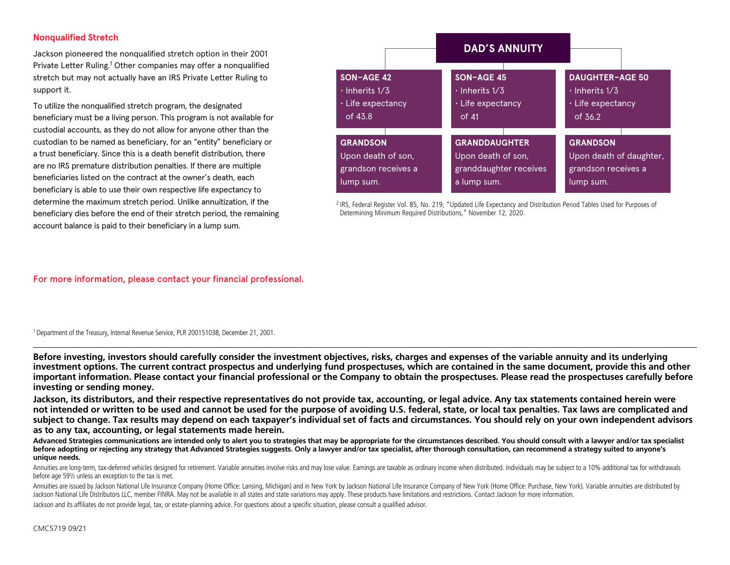### Nonqualified Stretch

Jackson pioneered the nonqualified stretch option in their 2001 Private Letter Ruling.[1] Other companies may offer a nonqualified stretch but may not actually have an IRS Private Letter Ruling to support it.

To utilize the nonqualified stretch program, the designated beneficiary must be a living person. This program is not available for custodial accounts, as they do not allow for anyone other than the custodian to be named as beneficiary, for an "entity" beneficiary or a trust beneficiary. Since this is a death benefit distribution, there are no IRS premature distribution penalties. If there are multiple beneficiaries listed on the contract at the owner's death, each beneficiary is able to use their own respective life expectancy to determine the maximum stretch period. Unlike annuitization, if the beneficiary dies before the end of their stretch period, the remaining account balance is paid to their beneficiary in a lump sum.

**DAD'S ANNUITY**

**SON–AGE 42**
- Inherits 1/3
- Life expectancy of 43.8

**GRANDSON**
Upon death of son, grandson receives a lump sum.

**SON–AGE 45**
- Inherits 1/3
- Life expectancy of 41

**GRANDDAUGHTER**
Upon death of son, granddaughter receives a lump sum.

**DAUGHTER–AGE 50**
- Inherits 1/3
- Life expectancy of 36.2

**GRANDSON**
Upon death of daughter, grandson receives a lump sum.

[2] IRS, Federal Register Vol. 85, No. 219, "Updated Life Expectancy and Distribution Period Tables Used for Purposes of Determining Minimum Required Distributions," November 12, 2020.

For more information, please contact your financial professional.

[1] Department of the Treasury, Internal Revenue Service, PLR 200151038, December 21, 2001.

---

**Before investing, investors should carefully consider the investment objectives, risks, charges and expenses of the variable annuity and its underlying investment options. The current contract prospectus and underlying fund prospectuses, which are contained in the same document, provide this and other important information. Please contact your financial professional or the Company to obtain the prospectuses. Please read the prospectuses carefully before investing or sending money.**

**Jackson, its distributors, and their respective representatives do not provide tax, accounting, or legal advice. Any tax statements contained herein were not intended or written to be used and cannot be used for the purpose of avoiding U.S. federal, state, or local tax penalties. Tax laws are complicated and subject to change. Tax results may depend on each taxpayer's individual set of facts and circumstances. You should rely on your own independent advisors as to any tax, accounting, or legal statements made herein.**

**Advanced Strategies communications are intended only to alert you to strategies that may be appropriate for the circumstances described. You should consult with a lawyer and/or tax specialist before adopting or rejecting any strategy that Advanced Strategies suggests. Only a lawyer and/or tax specialist, after thorough consultation, can recommend a strategy suited to anyone's unique needs.**

Annuities are long-term, tax-deferred vehicles designed for retirement. Variable annuities involve risks and may lose value. Earnings are taxable as ordinary income when distributed. Individuals may be subject to a 10% additional tax for withdrawals before age 59½ unless an exception to the tax is met.

Annuities are issued by Jackson National Life Insurance Company (Home Office: Lansing, Michigan) and in New York by Jackson National Life Insurance Company of New York (Home Office: Purchase, New York). Variable annuities are distributed by Jackson National Life Distributors LLC, member FINRA. May not be available in all states and state variations may apply. These products have limitations and restrictions. Contact Jackson for more information.

Jackson and its affiliates do not provide legal, tax, or estate-planning advice. For questions about a specific situation, please consult a qualified advisor.

CMC5719 09/21